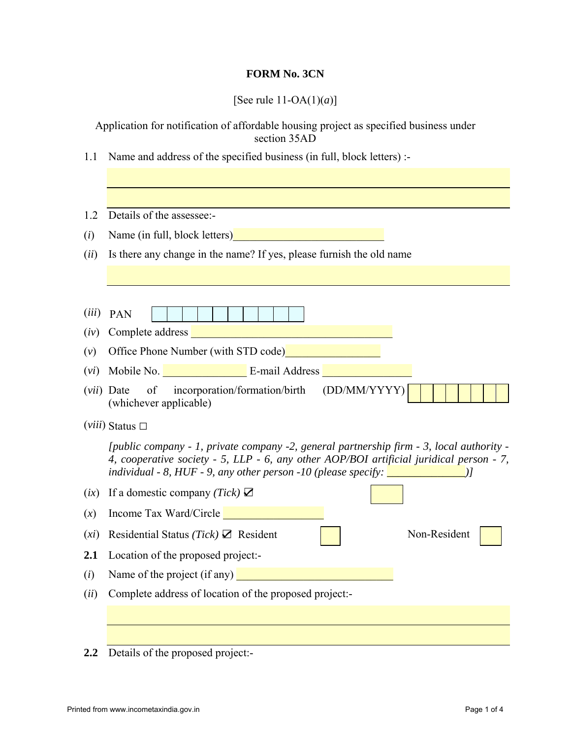# FORM No. 3CN

[See rule 11-OA(1)(*a*)]

Application for notification of affordable housing project as specified business under section 35AD

1.1 Name and address of the specified business (in full, block letters) :-

______________________________________________

______________________________________________

1.2 Details of the assessee:-

(*i*) Name (in full, block letters) ____________________________

(*ii*) Is there any change in the name? If yes, please furnish the old name

______________________________________________

(*iii*) PAN

(*iv*) Complete address ______________________________________

(*v*) Office Phone Number (with STD code) _________________

(*vi*) Mobile No. ________________ E-mail Address ________________

(*vii*) Date of incorporation/formation/birth (DD/MM/YYYY) (whichever applicable)

(*viii*) Status □

*[public company - 1, private company -2, general partnership firm - 3, local authority - 4, cooperative society - 5, LLP - 6, any other AOP/BOI artificial juridical person - 7, individual - 8, HUF - 9, any other person -10 (please specify: ______________)]*

(*ix*) If a domestic company *(Tick)* ☑

(*x*) Income Tax Ward/Circle __________________

(*xi*) Residential Status *(Tick)* ☑ Resident ☐ Non-Resident ☐

**2.1** Location of the proposed project:-

(*i*) Name of the project (if any) ____________________________

(*ii*) Complete address of location of the proposed project:-

______________________________________________

______________________________________________

**2.2** Details of the proposed project:-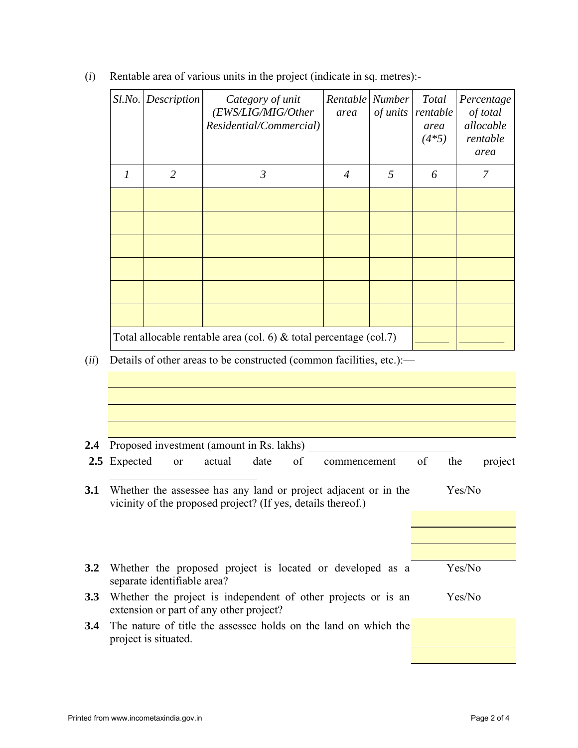(*i*) Rentable area of various units in the project (indicate in sq. metres):-

| *Sl.No.* | *Description* | *Category of unit (EWS/LIG/MIG/Other Residential/Commercial)* | *Rentable area* | *Number of units* | *Total rentable area (4*5)* | *Percentage of total allocable rentable area* |
|---|---|---|---|---|---|---|
| *1* | *2* | *3* | *4* | *5* | *6* | *7* |
| | | | | | | |
| | | | | | | |
| | | | | | | |
| | | | | | | |
| | | | | | | |
| | | | | | | |
| Total allocable rentable area (col. 6) & total percentage (col.7) | | | | | ______ | ________ |

(*ii*) Details of other areas to be constructed (common facilities, etc.):—

______________________________

______________________________

______________________________

______________________________

**2.4** Proposed investment (amount in Rs. lakhs) ___________________________

**2.5** Expected or actual date of commencement of the project ___________________________

**3.1** Whether the assessee has any land or project adjacent or in the vicinity of the proposed project? (If yes, details thereof.) Yes/No

______________________________

______________________________

______________________________

**3.2** Whether the proposed project is located or developed as a separate identifiable area? Yes/No

**3.3** Whether the project is independent of other projects or is an extension or part of any other project? Yes/No

**3.4** The nature of title the assessee holds on the land on which the project is situated.

______________________________

______________________________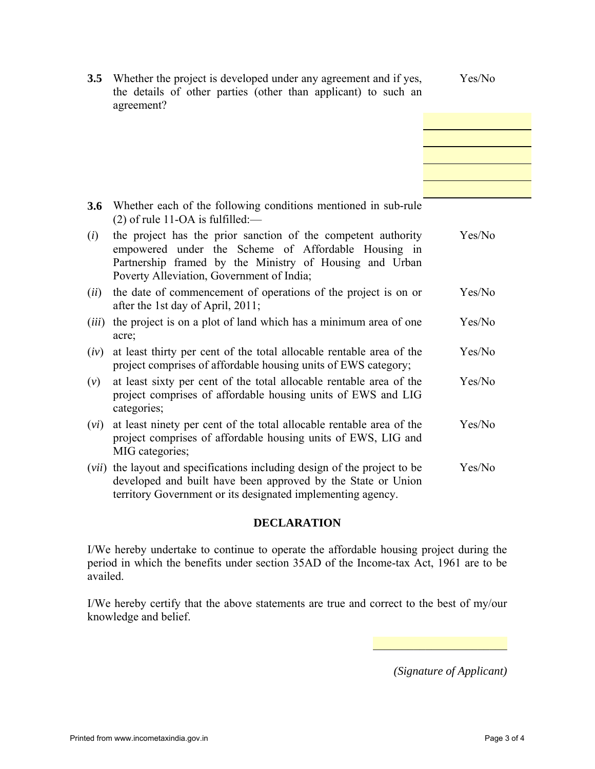**3.5** Whether the project is developed under any agreement and if yes, the details of other parties (other than applicant) to such an agreement? Yes/No

**3.6** Whether each of the following conditions mentioned in sub-rule (2) of rule 11-OA is fulfilled:—

| | | |
|---|---|---|
| (*i*) | the project has the prior sanction of the competent authority empowered under the Scheme of Affordable Housing in Partnership framed by the Ministry of Housing and Urban Poverty Alleviation, Government of India; | Yes/No |
| (*ii*) | the date of commencement of operations of the project is on or after the 1st day of April, 2011; | Yes/No |
| (*iii*) | the project is on a plot of land which has a minimum area of one acre; | Yes/No |
| (*iv*) | at least thirty per cent of the total allocable rentable area of the project comprises of affordable housing units of EWS category; | Yes/No |
| (*v*) | at least sixty per cent of the total allocable rentable area of the project comprises of affordable housing units of EWS and LIG categories; | Yes/No |
| (*vi*) | at least ninety per cent of the total allocable rentable area of the project comprises of affordable housing units of EWS, LIG and MIG categories; | Yes/No |
| (*vii*) | the layout and specifications including design of the project to be developed and built have been approved by the State or Union territory Government or its designated implementing agency. | Yes/No |

## DECLARATION

I/We hereby undertake to continue to operate the affordable housing project during the period in which the benefits under section 35AD of the Income-tax Act, 1961 are to be availed.

I/We hereby certify that the above statements are true and correct to the best of my/our knowledge and belief.

*(Signature of Applicant)*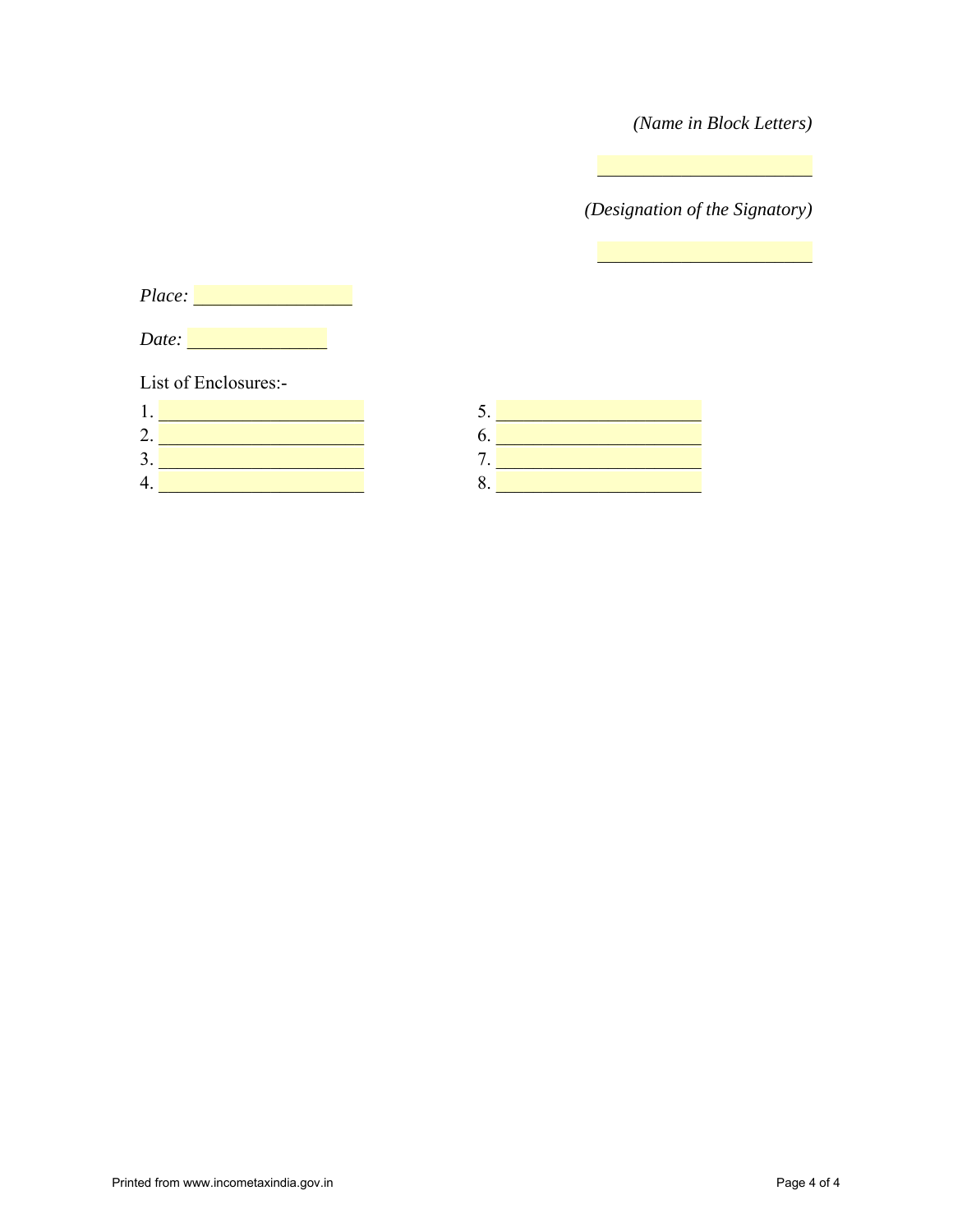*(Name in Block Letters)*

\_\_\_\_\_\_\_\_\_\_\_\_\_\_\_\_\_\_\_\_\_\_

*(Designation of the Signatory)*

\_\_\_\_\_\_\_\_\_\_\_\_\_\_\_\_\_\_\_\_\_\_

*Place:* \_\_\_\_\_\_\_\_\_\_\_\_\_\_\_\_

*Date:* \_\_\_\_\_\_\_\_\_\_\_\_\_\_

List of Enclosures:-

1. \_\_\_\_\_\_\_\_\_\_\_\_\_\_\_\_\_\_\_\_
2. \_\_\_\_\_\_\_\_\_\_\_\_\_\_\_\_\_\_\_\_
3. \_\_\_\_\_\_\_\_\_\_\_\_\_\_\_\_\_\_\_\_
4. \_\_\_\_\_\_\_\_\_\_\_\_\_\_\_\_\_\_\_\_
5. \_\_\_\_\_\_\_\_\_\_\_\_\_\_\_\_\_\_\_\_
6. \_\_\_\_\_\_\_\_\_\_\_\_\_\_\_\_\_\_\_\_
7. \_\_\_\_\_\_\_\_\_\_\_\_\_\_\_\_\_\_\_\_
8. \_\_\_\_\_\_\_\_\_\_\_\_\_\_\_\_\_\_\_\_